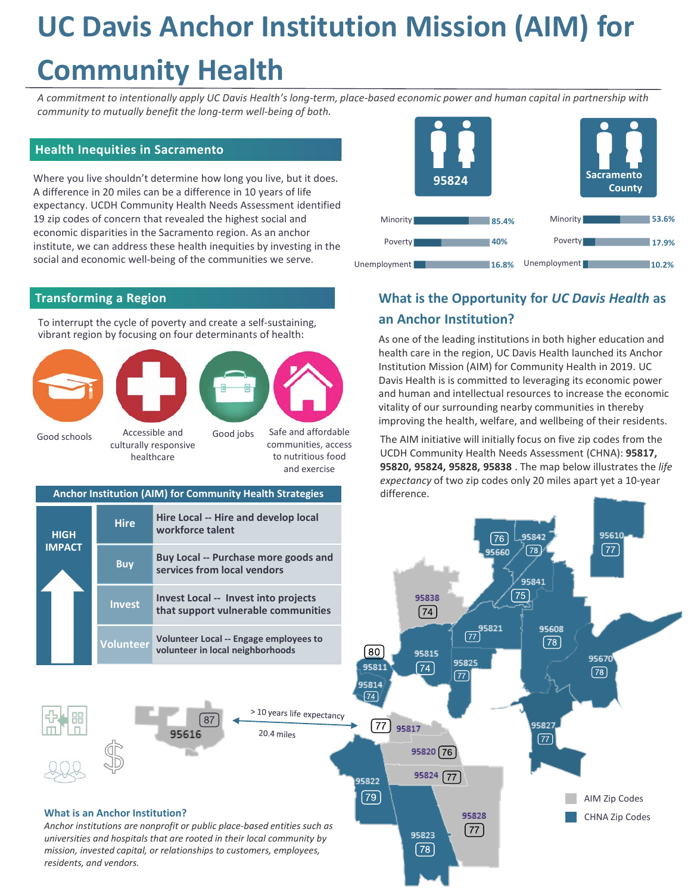# UC Davis Anchor Institution Mission (AIM) for Community Health

*A commitment to intentionally apply UC Davis Health's long-term, place-based economic power and human capital in partnership with community to mutually benefit the long-term well-being of both.*

## Health Inequities in Sacramento

Where you live shouldn't determine how long you live, but it does. A difference in 20 miles can be a difference in 10 years of life expectancy. UCDH Community Health Needs Assessment identified 19 zip codes of concern that revealed the highest social and economic disparities in the Sacramento region. As an anchor institute, we can address these health inequities by investing in the social and economic well-being of the communities we serve.

| | 95824 | Sacramento County |
|---|---|---|
| Minority | 85.4% | 53.6% |
| Poverty | 40% | 17.9% |
| Unemployment | 16.8% | 10.2% |

## Transforming a Region

To interrupt the cycle of poverty and create a self-sustaining, vibrant region by focusing on four determinants of health:

- Good schools
- Accessible and culturally responsive healthcare
- Good jobs
- Safe and affordable communities, access to nutritious food and exercise

### Anchor Institution (AIM) for Community Health Strategies

HIGH IMPACT

| | |
|---|---|
| Hire | **Hire Local -- Hire and develop local workforce talent** |
| Buy | **Buy Local -- Purchase more goods and services from local vendors** |
| Invest | **Invest Local -- Invest into projects that support vulnerable communities** |
| Volunteer | **Volunteer Local -- Engage employees to volunteer in local neighborhoods** |

95616 (87) — > 10 years life expectancy — 20.4 miles — 95817 (77)

### What is an Anchor Institution?

*Anchor institutions are nonprofit or public place-based entities such as universities and hospitals that are rooted in their local community by mission, invested capital, or relationships to customers, employees, residents, and vendors.*

## What is the Opportunity for *UC Davis Health* as an Anchor Institution?

As one of the leading institutions in both higher education and health care in the region, UC Davis Health launched its Anchor Institution Mission (AIM) for Community Health in 2019. UC Davis Health is is committed to leveraging its economic power and human and intellectual resources to increase the economic vitality of our surrounding nearby communities in thereby improving the health, welfare, and wellbeing of their residents.

The AIM initiative will initially focus on five zip codes from the UCDH Community Health Needs Assessment (CHNA): **95817, 95820, 95824, 95828, 95838**. The map below illustrates the *life expectancy* of two zip codes only 20 miles apart yet a 10-year difference.

| Zip Code | Life Expectancy |
|---|---|
| 95660 | 76 |
| 95842 | 78 |
| 95610 | 77 |
| 95841 | 75 |
| 95838 | 74 |
| 95821 | 77 |
| 95608 | 78 |
| 95815 | 74 |
| 95811 | 80 |
| 95814 | 74 |
| 95825 | 77 |
| 95670 | 78 |
| 95817 | 77 |
| 95827 | 77 |
| 95820 | 76 |
| 95824 | 77 |
| 95822 | 79 |
| 95828 | 77 |
| 95823 | 78 |

AIM Zip Codes
CHNA Zip Codes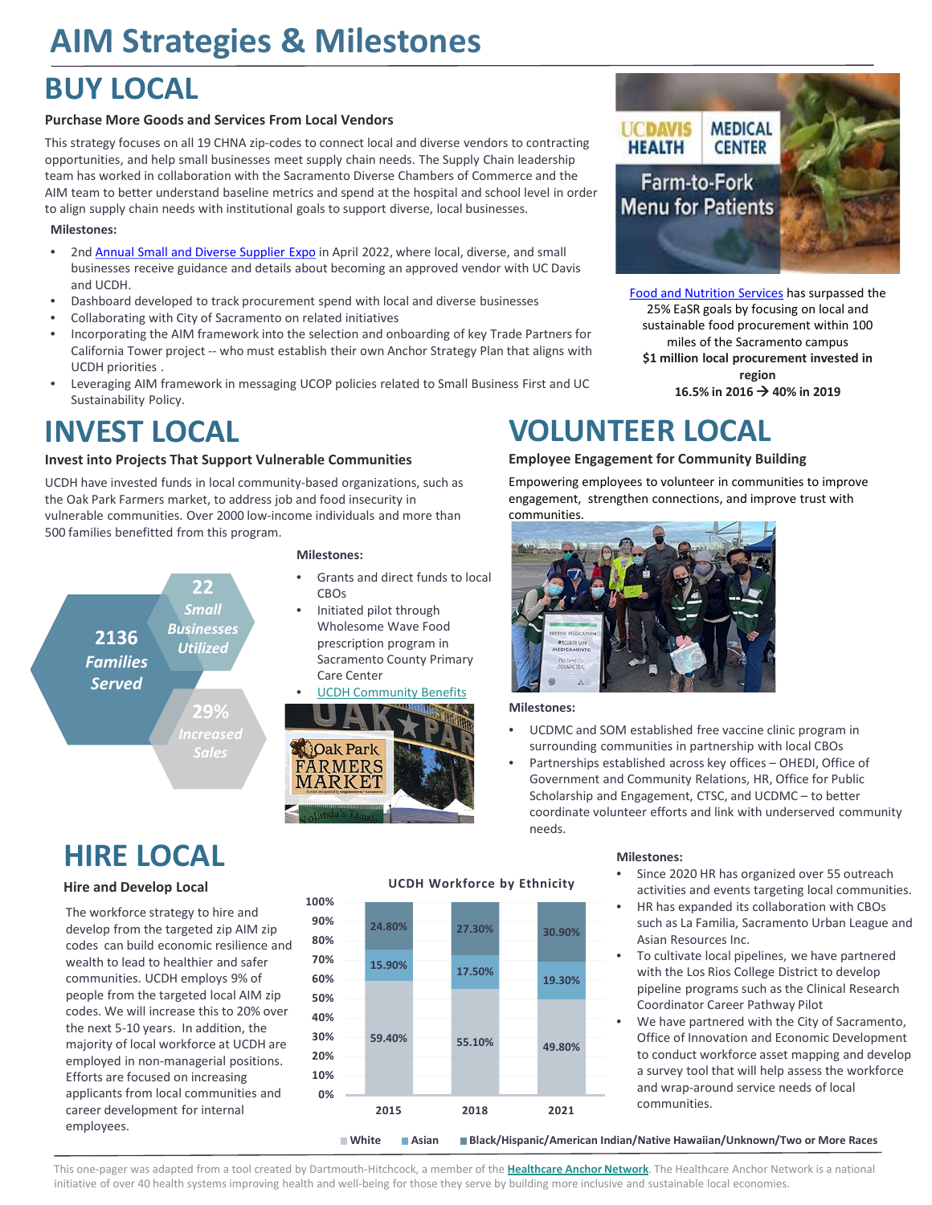# AIM Strategies & Milestones

## BUY LOCAL

### Purchase More Goods and Services From Local Vendors

This strategy focuses on all 19 CHNA zip-codes to connect local and diverse vendors to contracting opportunities, and help small businesses meet supply chain needs. The Supply Chain leadership team has worked in collaboration with the Sacramento Diverse Chambers of Commerce and the AIM team to better understand baseline metrics and spend at the hospital and school level in order to align supply chain needs with institutional goals to support diverse, local businesses.

**Milestones:**

- 2nd Annual Small and Diverse Supplier Expo in April 2022, where local, diverse, and small businesses receive guidance and details about becoming an approved vendor with UC Davis and UCDH.
- Dashboard developed to track procurement spend with local and diverse businesses
- Collaborating with City of Sacramento on related initiatives
- Incorporating the AIM framework into the selection and onboarding of key Trade Partners for California Tower project -- who must establish their own Anchor Strategy Plan that aligns with UCDH priorities .
- Leveraging AIM framework in messaging UCOP policies related to Small Business First and UC Sustainability Policy.

UC DAVIS HEALTH | MEDICAL CENTER

Farm-to-Fork Menu for Patients

Food and Nutrition Services has surpassed the 25% EaSR goals by focusing on local and sustainable food procurement within 100 miles of the Sacramento campus
**$1 million local procurement invested in region**
**16.5% in 2016 → 40% in 2019**

## INVEST LOCAL

### Invest into Projects That Support Vulnerable Communities

UCDH have invested funds in local community-based organizations, such as the Oak Park Farmers market, to address job and food insecurity in vulnerable communities. Over 2000 low-income individuals and more than 500 families benefitted from this program.

**2136** *Families Served*

**22** *Small Businesses Utilized*

**29%** *Increased Sales*

**Milestones:**

- Grants and direct funds to local CBOs
- Initiated pilot through Wholesome Wave Food prescription program in Sacramento County Primary Care Center
- UCDH Community Benefits

## VOLUNTEER LOCAL

### Employee Engagement for Community Building

Empowering employees to volunteer in communities to improve engagement, strengthen connections, and improve trust with communities.

**Milestones:**

- UCDMC and SOM established free vaccine clinic program in surrounding communities in partnership with local CBOs
- Partnerships established across key offices – OHEDI, Office of Government and Community Relations, HR, Office for Public Scholarship and Engagement, CTSC, and UCDMC – to better coordinate volunteer efforts and link with underserved community needs.

## HIRE LOCAL

### Hire and Develop Local

The workforce strategy to hire and develop people from the targeted zip AIM zip codes can build economic resilience and wealth to lead to healthier and safer communities. UCDH employs 9% of people from the targeted local AIM zip codes. We will increase this to 20% over the next 5-10 years. In addition, the majority of local workforce at UCDH are employed in non-managerial positions. Efforts are focused on increasing applicants from local communities and career development for internal employees.

**UCDH Workforce by Ethnicity**

100%
90%
80%
70%
60%
50%
40%
30%
20%
10%
0%

2015: 59.40%, 15.90%, 24.80%
2018: 55.10%, 17.50%, 27.30%
2021: 49.80%, 19.30%, 30.90%

White | Asian | Black/Hispanic/American Indian/Native Hawaiian/Unknown/Two or More Races

**Milestones:**

- Since 2020 HR has organized over 55 outreach activities and events targeting local communities.
- HR has expanded its collaboration with CBOs such as La Familia, Sacramento Urban League and Asian Resources Inc.
- To cultivate local pipelines, we have partnered with the Los Rios College District to develop pipeline programs such as the Clinical Research Coordinator Career Pathway Pilot
- We have partnered with the City of Sacramento, Office of Innovation and Economic Development to conduct workforce asset mapping and develop a survey tool that will help assess the workforce and wrap-around service needs of local communities.

This one-pager was adapted from a tool created by Dartmouth-Hitchcock, a member of the **Healthcare Anchor Network**. The Healthcare Anchor Network is a national initiative of over 40 health systems improving health and well-being for those they serve by building more inclusive and sustainable local economies.